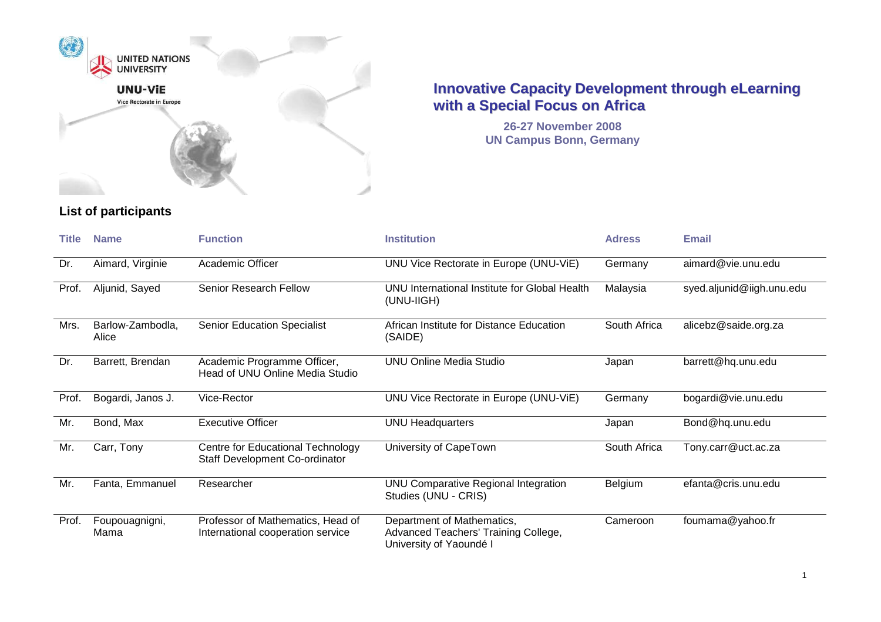UNITED NATIONS UNIVERSITY

UNU-ViE

Vice Rectorate in Europe

# Innovative Capacity Development through eLearning with a Special Focus on Africa

**26-27 November 2008**
**UN Campus Bonn, Germany**

## List of participants

| Title | Name | Function | Institution | Adress | Email |
|---|---|---|---|---|---|
| Dr. | Aimard, Virginie | Academic Officer | UNU Vice Rectorate in Europe (UNU-ViE) | Germany | aimard@vie.unu.edu |
| Prof. | Aljunid, Sayed | Senior Research Fellow | UNU International Institute for Global Health (UNU-IIGH) | Malaysia | syed.aljunid@iigh.unu.edu |
| Mrs. | Barlow-Zambodla, Alice | Senior Education Specialist | African Institute for Distance Education (SAIDE) | South Africa | alicebz@saide.org.za |
| Dr. | Barrett, Brendan | Academic Programme Officer, Head of UNU Online Media Studio | UNU Online Media Studio | Japan | barrett@hq.unu.edu |
| Prof. | Bogardi, Janos J. | Vice-Rector | UNU Vice Rectorate in Europe (UNU-ViE) | Germany | bogardi@vie.unu.edu |
| Mr. | Bond, Max | Executive Officer | UNU Headquarters | Japan | Bond@hq.unu.edu |
| Mr. | Carr, Tony | Centre for Educational Technology Staff Development Co-ordinator | University of CapeTown | South Africa | Tony.carr@uct.ac.za |
| Mr. | Fanta, Emmanuel | Researcher | UNU Comparative Regional Integration Studies (UNU - CRIS) | Belgium | efanta@cris.unu.edu |
| Prof. | Foupouagnigni, Mama | Professor of Mathematics, Head of International cooperation service | Department of Mathematics, Advanced Teachers' Training College, University of Yaoundé I | Cameroon | foumama@yahoo.fr |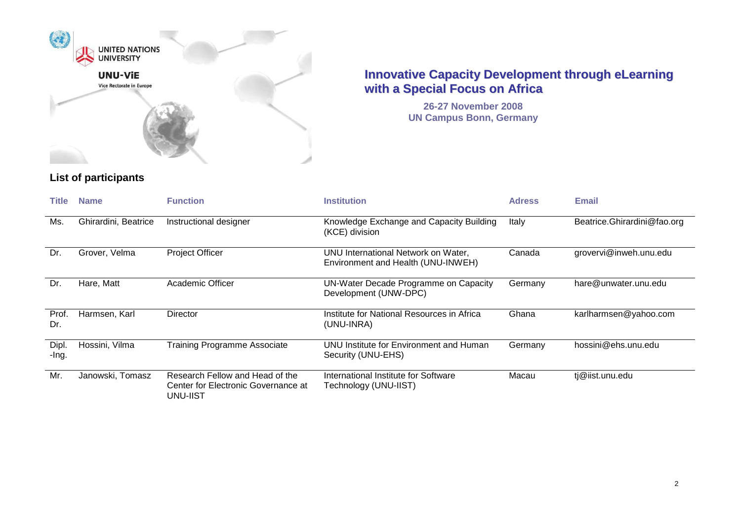UNITED NATIONS UNIVERSITY

UNU-ViE

Vice Rectorate in Europe

# Innovative Capacity Development through eLearning with a Special Focus on Africa

**26-27 November 2008**
**UN Campus Bonn, Germany**

## List of participants

| Title | Name | Function | Institution | Adress | Email |
|---|---|---|---|---|---|
| Ms. | Ghirardini, Beatrice | Instructional designer | Knowledge Exchange and Capacity Building (KCE) division | Italy | Beatrice.Ghirardini@fao.org |
| Dr. | Grover, Velma | Project Officer | UNU International Network on Water, Environment and Health (UNU-INWEH) | Canada | grovervi@inweh.unu.edu |
| Dr. | Hare, Matt | Academic Officer | UN-Water Decade Programme on Capacity Development (UNW-DPC) | Germany | hare@unwater.unu.edu |
| Prof. Dr. | Harmsen, Karl | Director | Institute for National Resources in Africa (UNU-INRA) | Ghana | karlharmsen@yahoo.com |
| Dipl. -Ing. | Hossini, Vilma | Training Programme Associate | UNU Institute for Environment and Human Security (UNU-EHS) | Germany | hossini@ehs.unu.edu |
| Mr. | Janowski, Tomasz | Research Fellow and Head of the Center for Electronic Governance at UNU-IIST | International Institute for Software Technology (UNU-IIST) | Macau | tj@iist.unu.edu |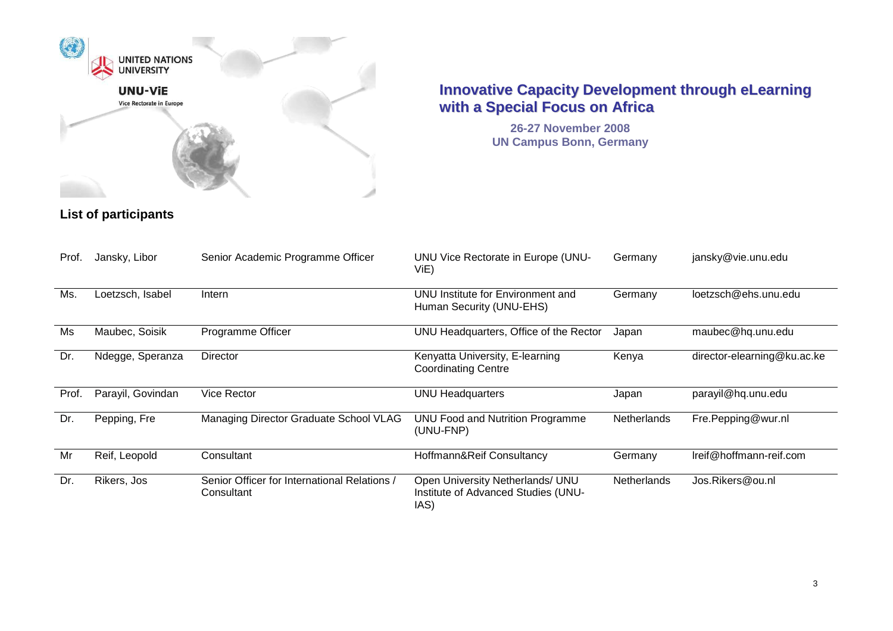UNITED NATIONS UNIVERSITY

**UNU-ViE**

Vice Rectorate in Europe

## Innovative Capacity Development through eLearning with a Special Focus on Africa

**26-27 November 2008**
**UN Campus Bonn, Germany**

### List of participants

| | | | | | |
|---|---|---|---|---|---|
| Prof. | Jansky, Libor | Senior Academic Programme Officer | UNU Vice Rectorate in Europe (UNU-ViE) | Germany | jansky@vie.unu.edu |
| Ms. | Loetzsch, Isabel | Intern | UNU Institute for Environment and Human Security (UNU-EHS) | Germany | loetzsch@ehs.unu.edu |
| Ms | Maubec, Soisik | Programme Officer | UNU Headquarters, Office of the Rector | Japan | maubec@hq.unu.edu |
| Dr. | Ndegge, Speranza | Director | Kenyatta University, E-learning Coordinating Centre | Kenya | director-elearning@ku.ac.ke |
| Prof. | Parayil, Govindan | Vice Rector | UNU Headquarters | Japan | parayil@hq.unu.edu |
| Dr. | Pepping, Fre | Managing Director Graduate School VLAG | UNU Food and Nutrition Programme (UNU-FNP) | Netherlands | Fre.Pepping@wur.nl |
| Mr | Reif, Leopold | Consultant | Hoffmann&Reif Consultancy | Germany | lreif@hoffmann-reif.com |
| Dr. | Rikers, Jos | Senior Officer for International Relations / Consultant | Open University Netherlands/ UNU Institute of Advanced Studies (UNU-IAS) | Netherlands | Jos.Rikers@ou.nl |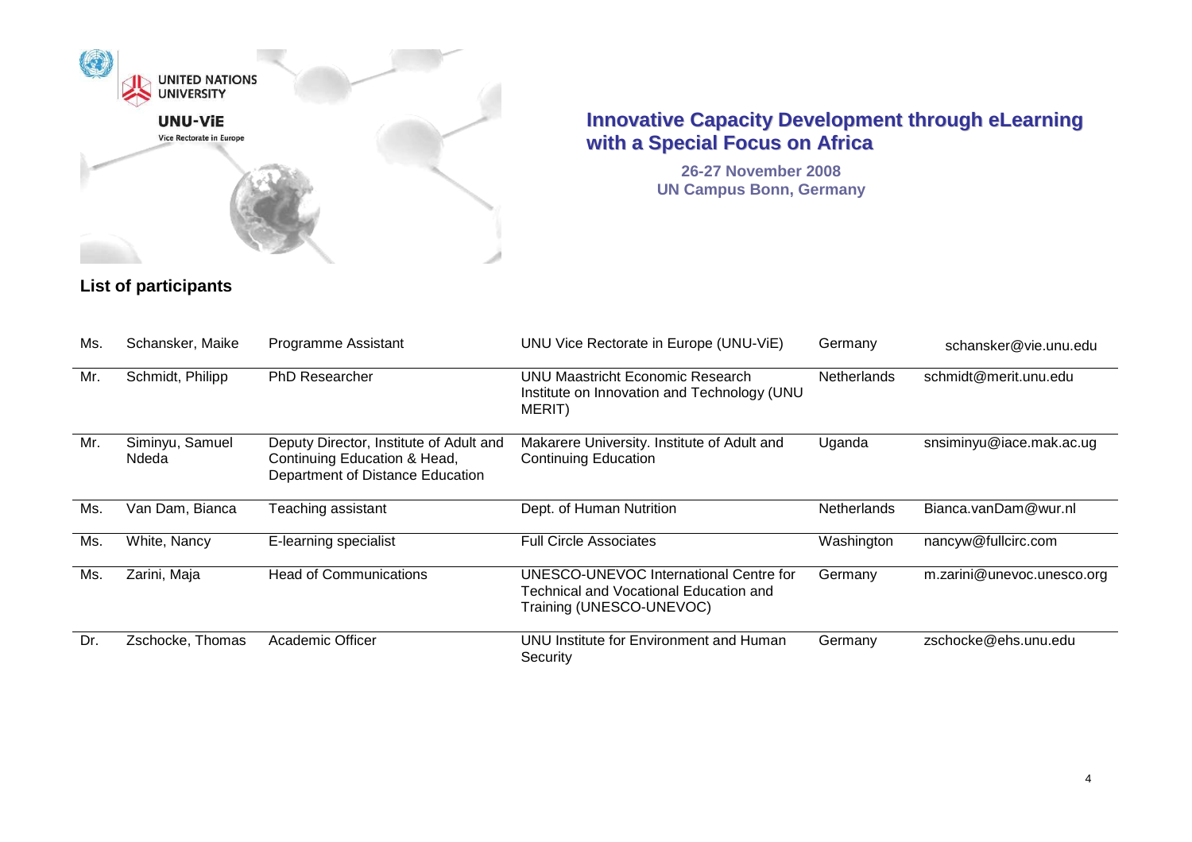UNITED NATIONS UNIVERSITY

UNU-ViE

Vice Rectorate in Europe

## Innovative Capacity Development through eLearning with a Special Focus on Africa

**26-27 November 2008**
**UN Campus Bonn, Germany**

### List of participants

| | | | | | |
|---|---|---|---|---|---|
| Ms. | Schansker, Maike | Programme Assistant | UNU Vice Rectorate in Europe (UNU-ViE) | Germany | schansker@vie.unu.edu |
| Mr. | Schmidt, Philipp | PhD Researcher | UNU Maastricht Economic Research Institute on Innovation and Technology (UNU MERIT) | Netherlands | schmidt@merit.unu.edu |
| Mr. | Siminyu, Samuel Ndeda | Deputy Director, Institute of Adult and Continuing Education & Head, Department of Distance Education | Makarere University. Institute of Adult and Continuing Education | Uganda | snsiminyu@iace.mak.ac.ug |
| Ms. | Van Dam, Bianca | Teaching assistant | Dept. of Human Nutrition | Netherlands | Bianca.vanDam@wur.nl |
| Ms. | White, Nancy | E-learning specialist | Full Circle Associates | Washington | nancyw@fullcirc.com |
| Ms. | Zarini, Maja | Head of Communications | UNESCO-UNEVOC International Centre for Technical and Vocational Education and Training (UNESCO-UNEVOC) | Germany | m.zarini@unevoc.unesco.org |
| Dr. | Zschocke, Thomas | Academic Officer | UNU Institute for Environment and Human Security | Germany | zschocke@ehs.unu.edu |